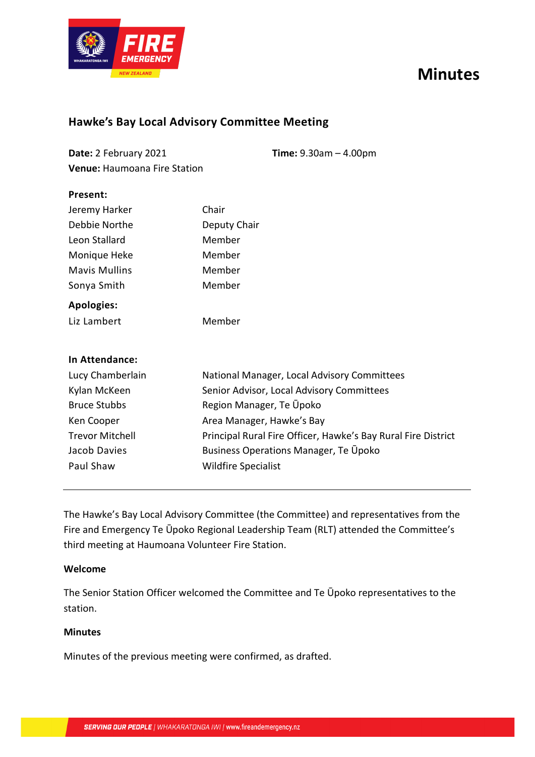# Minutes

## Hawke's Bay Local Advisory Committee Meeting

**Date:** 2 February 2021 **Time:** 9.30am – 4.00pm
**Venue:** Haumoana Fire Station

**Present:**

| | |
|---|---|
| Jeremy Harker | Chair |
| Debbie Northe | Deputy Chair |
| Leon Stallard | Member |
| Monique Heke | Member |
| Mavis Mullins | Member |
| Sonya Smith | Member |

**Apologies:**

| | |
|---|---|
| Liz Lambert | Member |

**In Attendance:**

| | |
|---|---|
| Lucy Chamberlain | National Manager, Local Advisory Committees |
| Kylan McKeen | Senior Advisor, Local Advisory Committees |
| Bruce Stubbs | Region Manager, Te Ūpoko |
| Ken Cooper | Area Manager, Hawke's Bay |
| Trevor Mitchell | Principal Rural Fire Officer, Hawke's Bay Rural Fire District |
| Jacob Davies | Business Operations Manager, Te Ūpoko |
| Paul Shaw | Wildfire Specialist |

---

The Hawke's Bay Local Advisory Committee (the Committee) and representatives from the Fire and Emergency Te Ūpoko Regional Leadership Team (RLT) attended the Committee's third meeting at Haumoana Volunteer Fire Station.

**Welcome**

The Senior Station Officer welcomed the Committee and Te Ūpoko representatives to the station.

**Minutes**

Minutes of the previous meeting were confirmed, as drafted.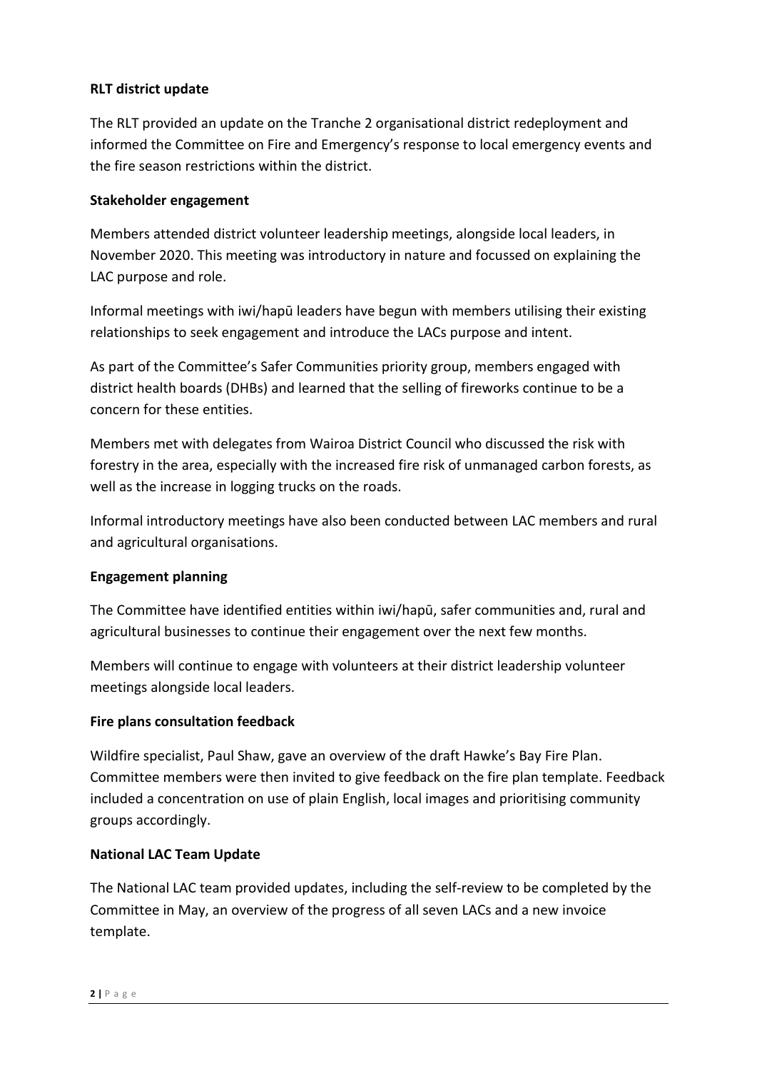**RLT district update**

The RLT provided an update on the Tranche 2 organisational district redeployment and informed the Committee on Fire and Emergency's response to local emergency events and the fire season restrictions within the district.

**Stakeholder engagement**

Members attended district volunteer leadership meetings, alongside local leaders, in November 2020. This meeting was introductory in nature and focussed on explaining the LAC purpose and role.

Informal meetings with iwi/hapū leaders have begun with members utilising their existing relationships to seek engagement and introduce the LACs purpose and intent.

As part of the Committee's Safer Communities priority group, members engaged with district health boards (DHBs) and learned that the selling of fireworks continue to be a concern for these entities.

Members met with delegates from Wairoa District Council who discussed the risk with forestry in the area, especially with the increased fire risk of unmanaged carbon forests, as well as the increase in logging trucks on the roads.

Informal introductory meetings have also been conducted between LAC members and rural and agricultural organisations.

**Engagement planning**

The Committee have identified entities within iwi/hapū, safer communities and, rural and agricultural businesses to continue their engagement over the next few months.

Members will continue to engage with volunteers at their district leadership volunteer meetings alongside local leaders.

**Fire plans consultation feedback**

Wildfire specialist, Paul Shaw, gave an overview of the draft Hawke's Bay Fire Plan. Committee members were then invited to give feedback on the fire plan template. Feedback included a concentration on use of plain English, local images and prioritising community groups accordingly.

**National LAC Team Update**

The National LAC team provided updates, including the self-review to be completed by the Committee in May, an overview of the progress of all seven LACs and a new invoice template.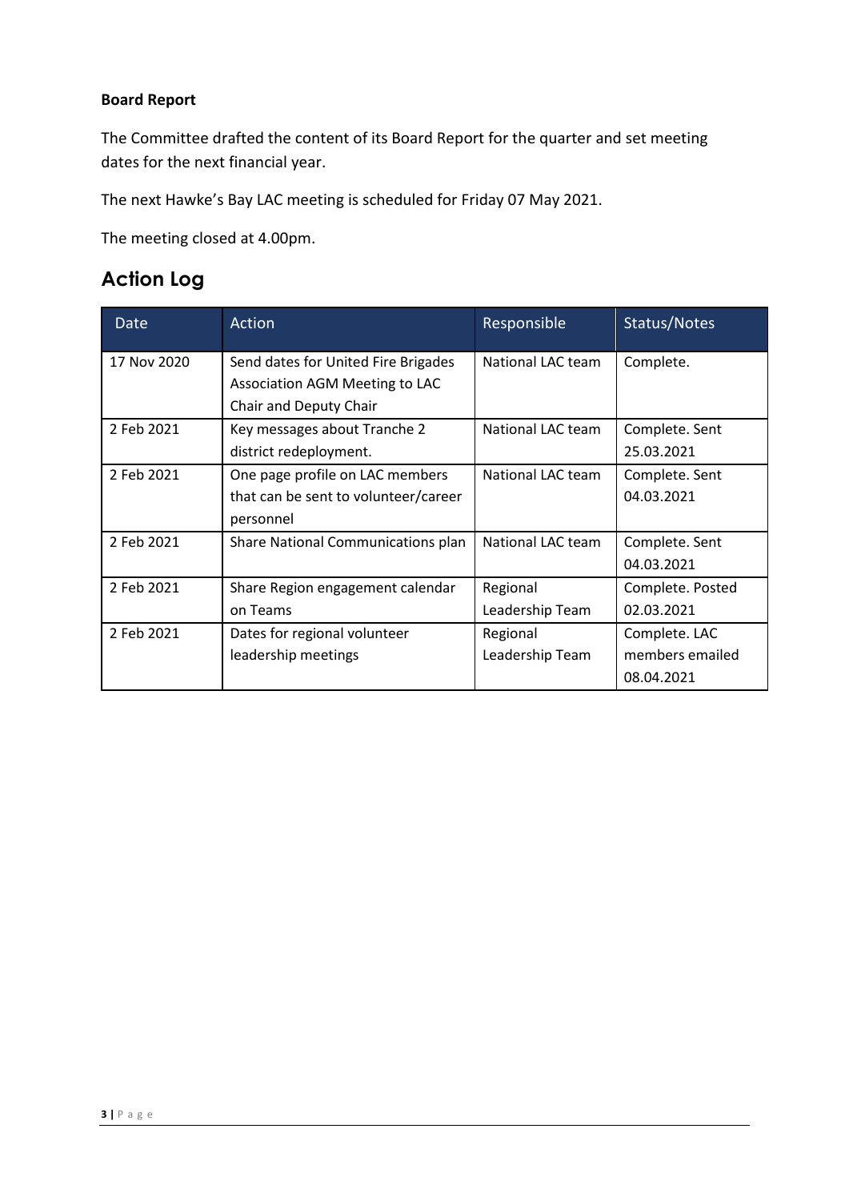**Board Report**

The Committee drafted the content of its Board Report for the quarter and set meeting dates for the next financial year.

The next Hawke's Bay LAC meeting is scheduled for Friday 07 May 2021.

The meeting closed at 4.00pm.

## Action Log

| Date | Action | Responsible | Status/Notes |
|---|---|---|---|
| 17 Nov 2020 | Send dates for United Fire Brigades Association AGM Meeting to LAC Chair and Deputy Chair | National LAC team | Complete. |
| 2 Feb 2021 | Key messages about Tranche 2 district redeployment. | National LAC team | Complete. Sent 25.03.2021 |
| 2 Feb 2021 | One page profile on LAC members that can be sent to volunteer/career personnel | National LAC team | Complete. Sent 04.03.2021 |
| 2 Feb 2021 | Share National Communications plan | National LAC team | Complete. Sent 04.03.2021 |
| 2 Feb 2021 | Share Region engagement calendar on Teams | Regional Leadership Team | Complete. Posted 02.03.2021 |
| 2 Feb 2021 | Dates for regional volunteer leadership meetings | Regional Leadership Team | Complete. LAC members emailed 08.04.2021 |